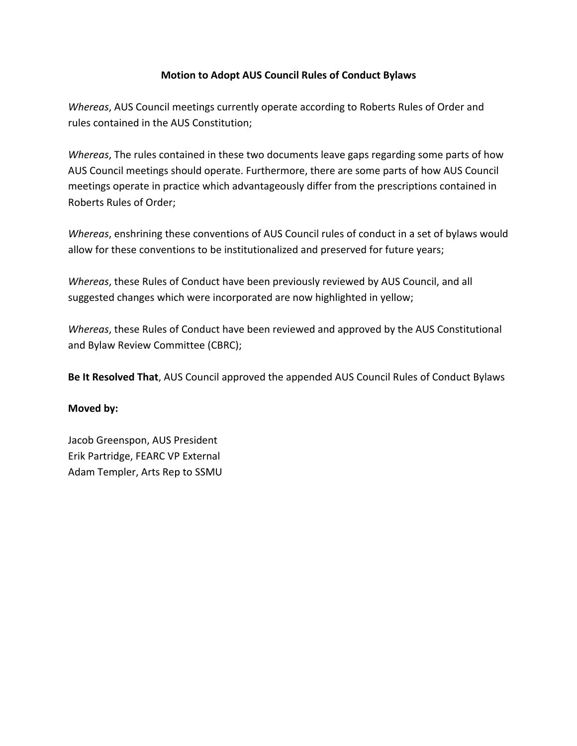**Motion to Adopt AUS Council Rules of Conduct Bylaws**

*Whereas*, AUS Council meetings currently operate according to Roberts Rules of Order and rules contained in the AUS Constitution;

*Whereas*, The rules contained in these two documents leave gaps regarding some parts of how AUS Council meetings should operate. Furthermore, there are some parts of how AUS Council meetings operate in practice which advantageously differ from the prescriptions contained in Roberts Rules of Order;

*Whereas*, enshrining these conventions of AUS Council rules of conduct in a set of bylaws would allow for these conventions to be institutionalized and preserved for future years;

*Whereas*, these Rules of Conduct have been previously reviewed by AUS Council, and all suggested changes which were incorporated are now highlighted in yellow;

*Whereas*, these Rules of Conduct have been reviewed and approved by the AUS Constitutional and Bylaw Review Committee (CBRC);

**Be It Resolved That**, AUS Council approved the appended AUS Council Rules of Conduct Bylaws

**Moved by:**

Jacob Greenspon, AUS President
Erik Partridge, FEARC VP External
Adam Templer, Arts Rep to SSMU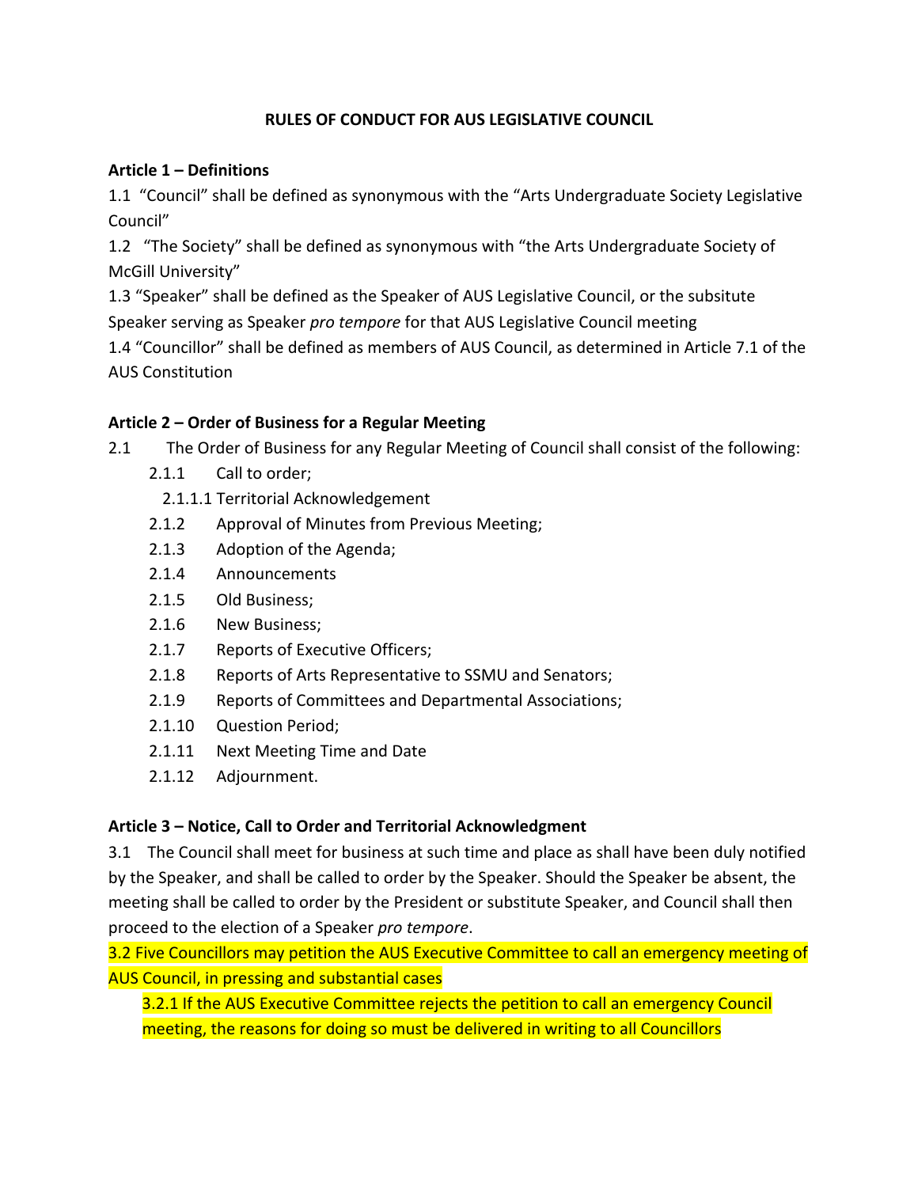**RULES OF CONDUCT FOR AUS LEGISLATIVE COUNCIL**

**Article 1 – Definitions**

1.1 "Council" shall be defined as synonymous with the "Arts Undergraduate Society Legislative Council"

1.2 "The Society" shall be defined as synonymous with "the Arts Undergraduate Society of McGill University"

1.3 "Speaker" shall be defined as the Speaker of AUS Legislative Council, or the subsitute Speaker serving as Speaker *pro tempore* for that AUS Legislative Council meeting

1.4 "Councillor" shall be defined as members of AUS Council, as determined in Article 7.1 of the AUS Constitution

**Article 2 – Order of Business for a Regular Meeting**

2.1 The Order of Business for any Regular Meeting of Council shall consist of the following:

- 2.1.1 Call to order;
  - 2.1.1.1 Territorial Acknowledgement
- 2.1.2 Approval of Minutes from Previous Meeting;
- 2.1.3 Adoption of the Agenda;
- 2.1.4 Announcements
- 2.1.5 Old Business;
- 2.1.6 New Business;
- 2.1.7 Reports of Executive Officers;
- 2.1.8 Reports of Arts Representative to SSMU and Senators;
- 2.1.9 Reports of Committees and Departmental Associations;
- 2.1.10 Question Period;
- 2.1.11 Next Meeting Time and Date
- 2.1.12 Adjournment.

**Article 3 – Notice, Call to Order and Territorial Acknowledgment**

3.1 The Council shall meet for business at such time and place as shall have been duly notified by the Speaker, and shall be called to order by the Speaker. Should the Speaker be absent, the meeting shall be called to order by the President or substitute Speaker, and Council shall then proceed to the election of a Speaker *pro tempore*.

3.2 Five Councillors may petition the AUS Executive Committee to call an emergency meeting of AUS Council, in pressing and substantial cases

- 3.2.1 If the AUS Executive Committee rejects the petition to call an emergency Council meeting, the reasons for doing so must be delivered in writing to all Councillors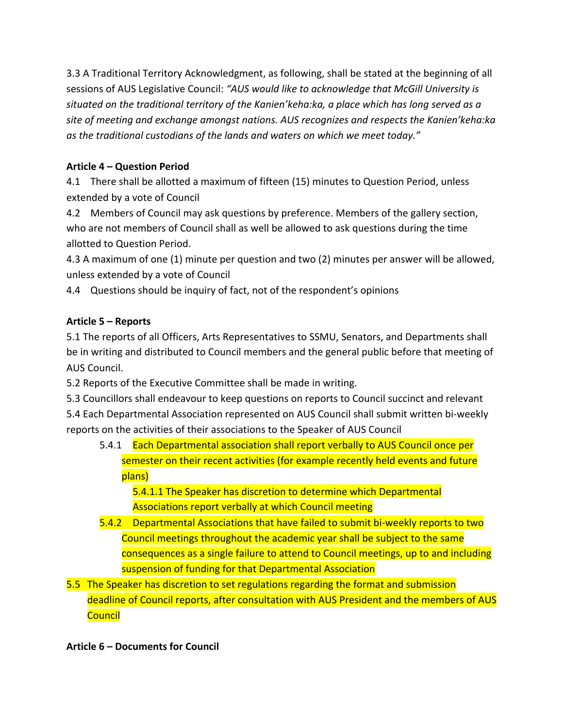3.3 A Traditional Territory Acknowledgment, as following, shall be stated at the beginning of all sessions of AUS Legislative Council: *"AUS would like to acknowledge that McGill University is situated on the traditional territory of the Kanien'keha:ka, a place which has long served as a site of meeting and exchange amongst nations. AUS recognizes and respects the Kanien'keha:ka as the traditional custodians of the lands and waters on which we meet today."*

**Article 4 – Question Period**

4.1 There shall be allotted a maximum of fifteen (15) minutes to Question Period, unless extended by a vote of Council

4.2 Members of Council may ask questions by preference. Members of the gallery section, who are not members of Council shall as well be allowed to ask questions during the time allotted to Question Period.

4.3 A maximum of one (1) minute per question and two (2) minutes per answer will be allowed, unless extended by a vote of Council

4.4 Questions should be inquiry of fact, not of the respondent's opinions

**Article 5 – Reports**

5.1 The reports of all Officers, Arts Representatives to SSMU, Senators, and Departments shall be in writing and distributed to Council members and the general public before that meeting of AUS Council.

5.2 Reports of the Executive Committee shall be made in writing.

5.3 Councillors shall endeavour to keep questions on reports to Council succinct and relevant

5.4 Each Departmental Association represented on AUS Council shall submit written bi-weekly reports on the activities of their associations to the Speaker of AUS Council

- 5.4.1 Each Departmental association shall report verbally to AUS Council once per semester on their recent activities (for example recently held events and future plans)
  - 5.4.1.1 The Speaker has discretion to determine which Departmental Associations report verbally at which Council meeting
- 5.4.2 Departmental Associations that have failed to submit bi-weekly reports to two Council meetings throughout the academic year shall be subject to the same consequences as a single failure to attend to Council meetings, up to and including suspension of funding for that Departmental Association

5.5 The Speaker has discretion to set regulations regarding the format and submission deadline of Council reports, after consultation with AUS President and the members of AUS Council

**Article 6 – Documents for Council**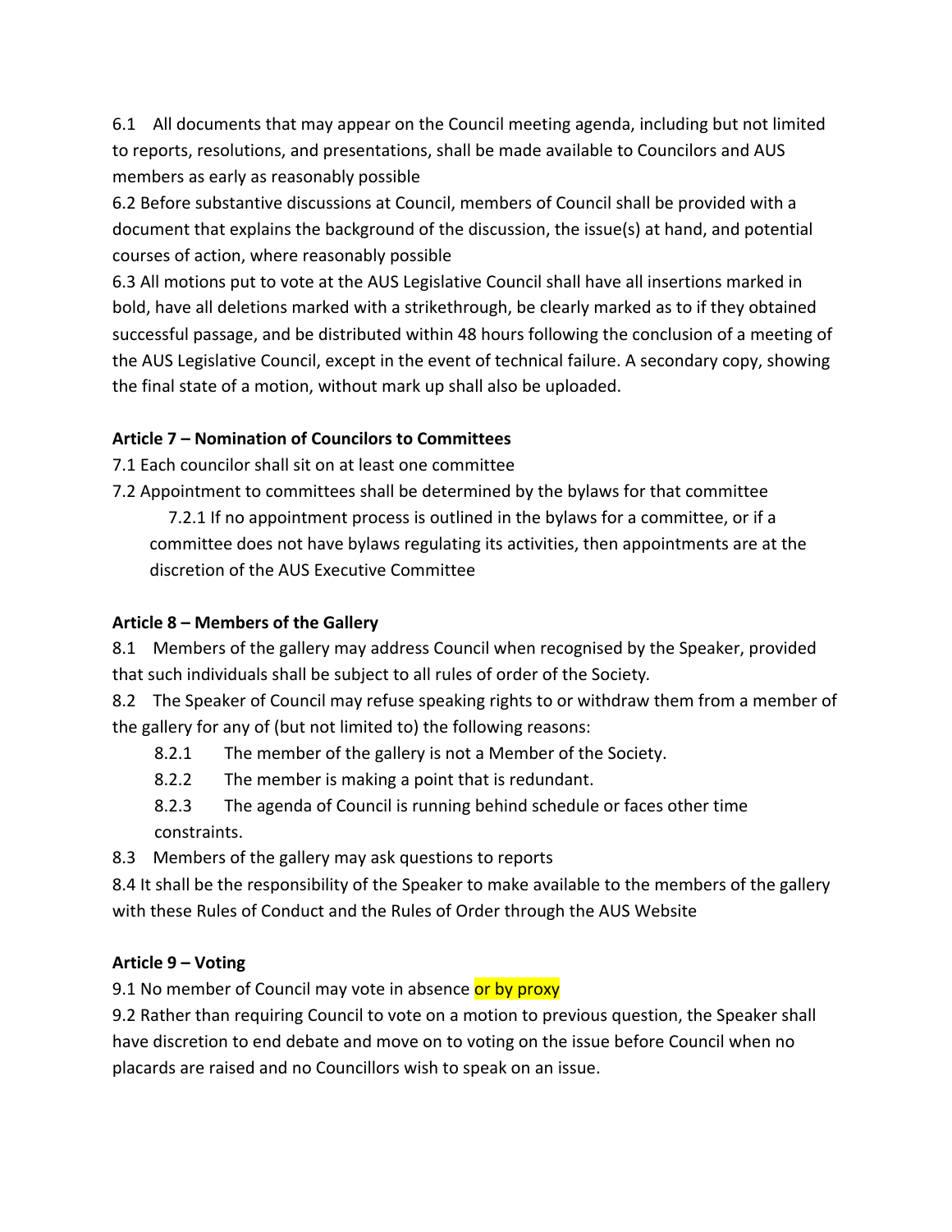6.1 All documents that may appear on the Council meeting agenda, including but not limited to reports, resolutions, and presentations, shall be made available to Councilors and AUS members as early as reasonably possible

6.2 Before substantive discussions at Council, members of Council shall be provided with a document that explains the background of the discussion, the issue(s) at hand, and potential courses of action, where reasonably possible

6.3 All motions put to vote at the AUS Legislative Council shall have all insertions marked in bold, have all deletions marked with a strikethrough, be clearly marked as to if they obtained successful passage, and be distributed within 48 hours following the conclusion of a meeting of the AUS Legislative Council, except in the event of technical failure. A secondary copy, showing the final state of a motion, without mark up shall also be uploaded.

**Article 7 – Nomination of Councilors to Committees**

7.1 Each councilor shall sit on at least one committee

7.2 Appointment to committees shall be determined by the bylaws for that committee

7.2.1 If no appointment process is outlined in the bylaws for a committee, or if a committee does not have bylaws regulating its activities, then appointments are at the discretion of the AUS Executive Committee

**Article 8 – Members of the Gallery**

8.1 Members of the gallery may address Council when recognised by the Speaker, provided that such individuals shall be subject to all rules of order of the Society.

8.2 The Speaker of Council may refuse speaking rights to or withdraw them from a member of the gallery for any of (but not limited to) the following reasons:

8.2.1 The member of the gallery is not a Member of the Society.

8.2.2 The member is making a point that is redundant.

8.2.3 The agenda of Council is running behind schedule or faces other time constraints.

8.3 Members of the gallery may ask questions to reports

8.4 It shall be the responsibility of the Speaker to make available to the members of the gallery with these Rules of Conduct and the Rules of Order through the AUS Website

**Article 9 – Voting**

9.1 No member of Council may vote in absence or by proxy

9.2 Rather than requiring Council to vote on a motion to previous question, the Speaker shall have discretion to end debate and move on to voting on the issue before Council when no placards are raised and no Councillors wish to speak on an issue.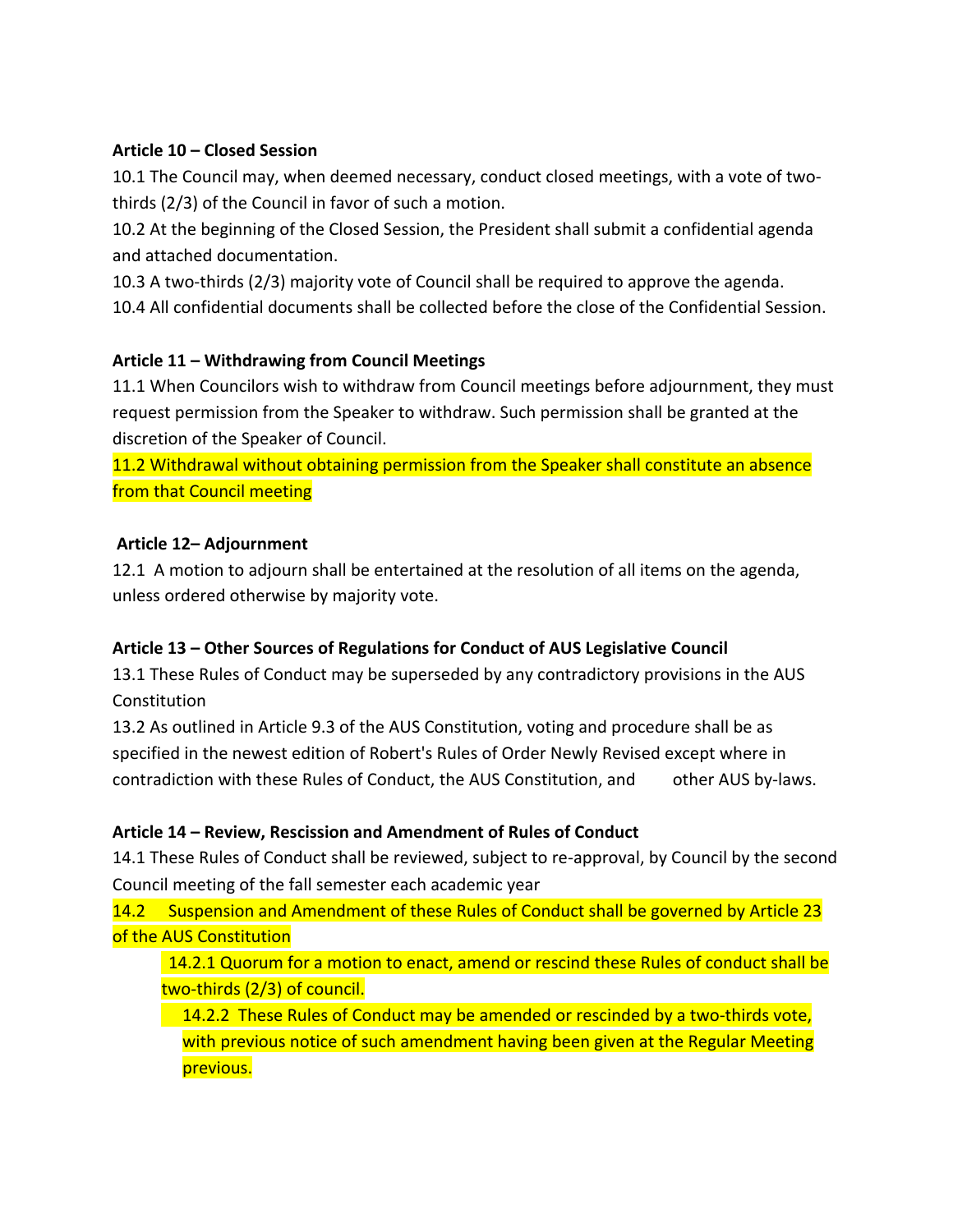**Article 10 – Closed Session**

10.1 The Council may, when deemed necessary, conduct closed meetings, with a vote of two-thirds (2/3) of the Council in favor of such a motion.

10.2 At the beginning of the Closed Session, the President shall submit a confidential agenda and attached documentation.

10.3 A two-thirds (2/3) majority vote of Council shall be required to approve the agenda.

10.4 All confidential documents shall be collected before the close of the Confidential Session.

**Article 11 – Withdrawing from Council Meetings**

11.1 When Councilors wish to withdraw from Council meetings before adjournment, they must request permission from the Speaker to withdraw. Such permission shall be granted at the discretion of the Speaker of Council.

11.2 Withdrawal without obtaining permission from the Speaker shall constitute an absence from that Council meeting

**Article 12– Adjournment**

12.1 A motion to adjourn shall be entertained at the resolution of all items on the agenda, unless ordered otherwise by majority vote.

**Article 13 – Other Sources of Regulations for Conduct of AUS Legislative Council**

13.1 These Rules of Conduct may be superseded by any contradictory provisions in the AUS Constitution

13.2 As outlined in Article 9.3 of the AUS Constitution, voting and procedure shall be as specified in the newest edition of Robert's Rules of Order Newly Revised except where in contradiction with these Rules of Conduct, the AUS Constitution, and other AUS by-laws.

**Article 14 – Review, Rescission and Amendment of Rules of Conduct**

14.1 These Rules of Conduct shall be reviewed, subject to re-approval, by Council by the second Council meeting of the fall semester each academic year

14.2 Suspension and Amendment of these Rules of Conduct shall be governed by Article 23 of the AUS Constitution

- 14.2.1 Quorum for a motion to enact, amend or rescind these Rules of conduct shall be two-thirds (2/3) of council.
- 14.2.2 These Rules of Conduct may be amended or rescinded by a two-thirds vote, with previous notice of such amendment having been given at the Regular Meeting previous.